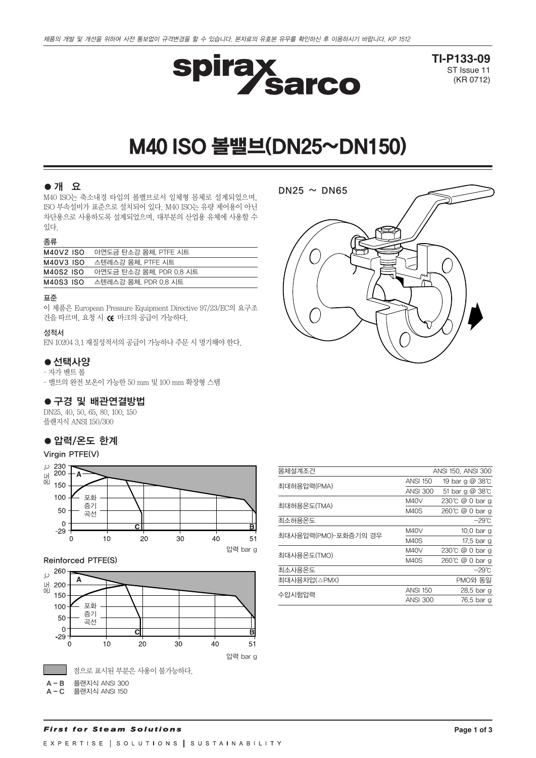제품의 개발 및 개선을 위하여 사전 통보없이 규격변경을 할 수 있습니다. 본자료의 유효본 유무를 확인하신 후 이용하시기 바랍니다. KP 1512

spirax sarco

**TI-P133-09**
ST Issue 11
(KR 0712)

# M40 ISO 볼밸브(DN25~DN150)

## ● 개 요

M40 ISO는 축소내경 타입의 볼밸브로서 일체형 몸체로 설계되었으며, ISO 부속설비가 표준으로 설치되어 있다. M40 ISO는 유량 제어용이 아닌 차단용으로 사용하도록 설계되었으며, 대부분의 산업용 유체에 사용할 수 있다.

### 종류

| | |
|---|---|
| M40V2 ISO | 아연도금 탄소강 몸체, PTFE 시트 |
| M40V3 ISO | 스텐레스강 몸체, PTFE 시트 |
| M40S2 ISO | 아연도금 탄소강 몸체, PDR 0.8 시트 |
| M40S3 ISO | 스텐레스강 몸체, PDR 0.8 시트 |

### 표준

이 제품은 European Pressure Equipment Directive 97/23/EC의 요구조건을 따르며, 요청 시 CE 마크의 공급이 가능하다.

### 성적서

EN 10204 3.1 재질성적서의 공급이 가능하나 주문 시 명기해야 한다.

## ● 선택사양

- 자가 벤트 볼
- 밸브의 완전 보온이 가능한 50 mm 및 100 mm 확장형 스템

## ● 구경 및 배관연결방법

DN25, 40, 50, 65, 80, 100, 150
플랜지식 ANSI 150/300

DN25 ~ DN65

## ● 압력/온도 한계

Virgin PTFE(V)

Reinforced PTFE(S)

점으로 표시된 부분은 사용이 불가능하다.

A – B 플랜지식 ANSI 300
A – C 플랜지식 ANSI 150

| 몸체설계조건 | | ANSI 150, ANSI 300 |
|---|---|---|
| 최대허용압력(PMA) | ANSI 150 | 19 bar g @ 38℃ |
| | ANSI 300 | 51 bar g @ 38℃ |
| 최대허용온도(TMA) | M40V | 230℃ @ 0 bar g |
| | M40S | 260℃ @ 0 bar g |
| 최소허용온도 | | -29℃ |
| 최대사용압력(PMO)-포화증기의 경우 | M40V | 10.0 bar g |
| | M40S | 17.5 bar g |
| 최대사용온도(TMO) | M40V | 230℃ @ 0 bar g |
| | M40S | 260℃ @ 0 bar g |
| 최소사용온도 | | -29℃ |
| 최대사용차압(△PMX) | | PMO와 동일 |
| 수압시험압력 | ANSI 150 | 28.5 bar g |
| | ANSI 300 | 76.5 bar g |

*First for Steam Solutions*

EXPERTISE | SOLUTIONS | SUSTAINABILITY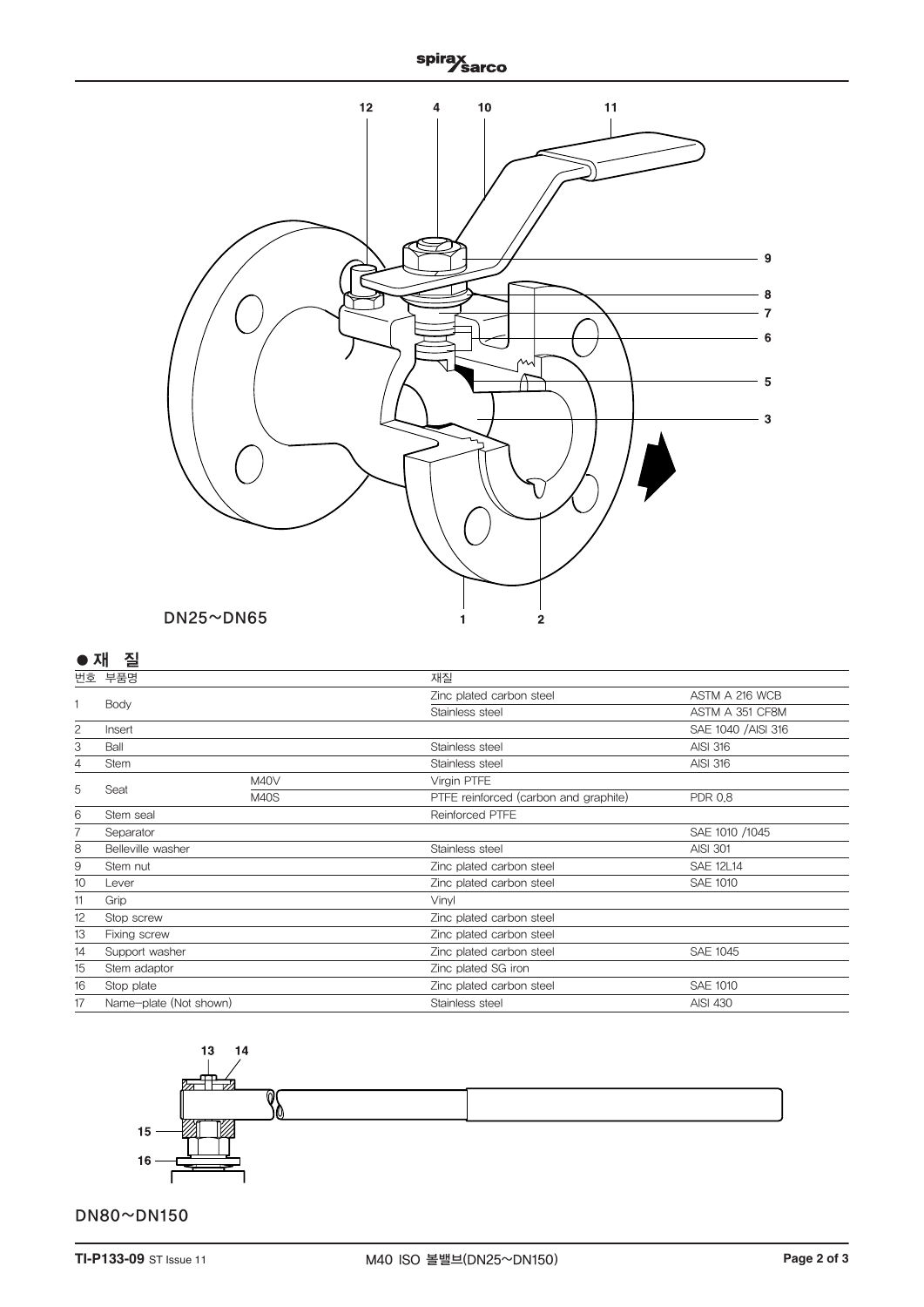DN25~DN65

## ● 재 질

| 번호 | 부품명 | | 재질 | |
|---|---|---|---|---|
| 1 | Body | | Zinc plated carbon steel | ASTM A 216 WCB |
| | | | Stainless steel | ASTM A 351 CF8M |
| 2 | Insert | | | SAE 1040 /AISI 316 |
| 3 | Ball | | Stainless steel | AISI 316 |
| 4 | Stem | | Stainless steel | AISI 316 |
| 5 | Seat | M40V | Virgin PTFE | |
| | | M40S | PTFE reinforced (carbon and graphite) | PDR 0.8 |
| 6 | Stem seal | | Reinforced PTFE | |
| 7 | Separator | | | SAE 1010 /1045 |
| 8 | Belleville washer | | Stainless steel | AISI 301 |
| 9 | Stem nut | | Zinc plated carbon steel | SAE 12L14 |
| 10 | Lever | | Zinc plated carbon steel | SAE 1010 |
| 11 | Grip | | Vinyl | |
| 12 | Stop screw | | Zinc plated carbon steel | |
| 13 | Fixing screw | | Zinc plated carbon steel | |
| 14 | Support washer | | Zinc plated carbon steel | SAE 1045 |
| 15 | Stem adaptor | | Zinc plated SG iron | |
| 16 | Stop plate | | Zinc plated carbon steel | SAE 1010 |
| 17 | Name-plate (Not shown) | | Stainless steel | AISI 430 |

DN80~DN150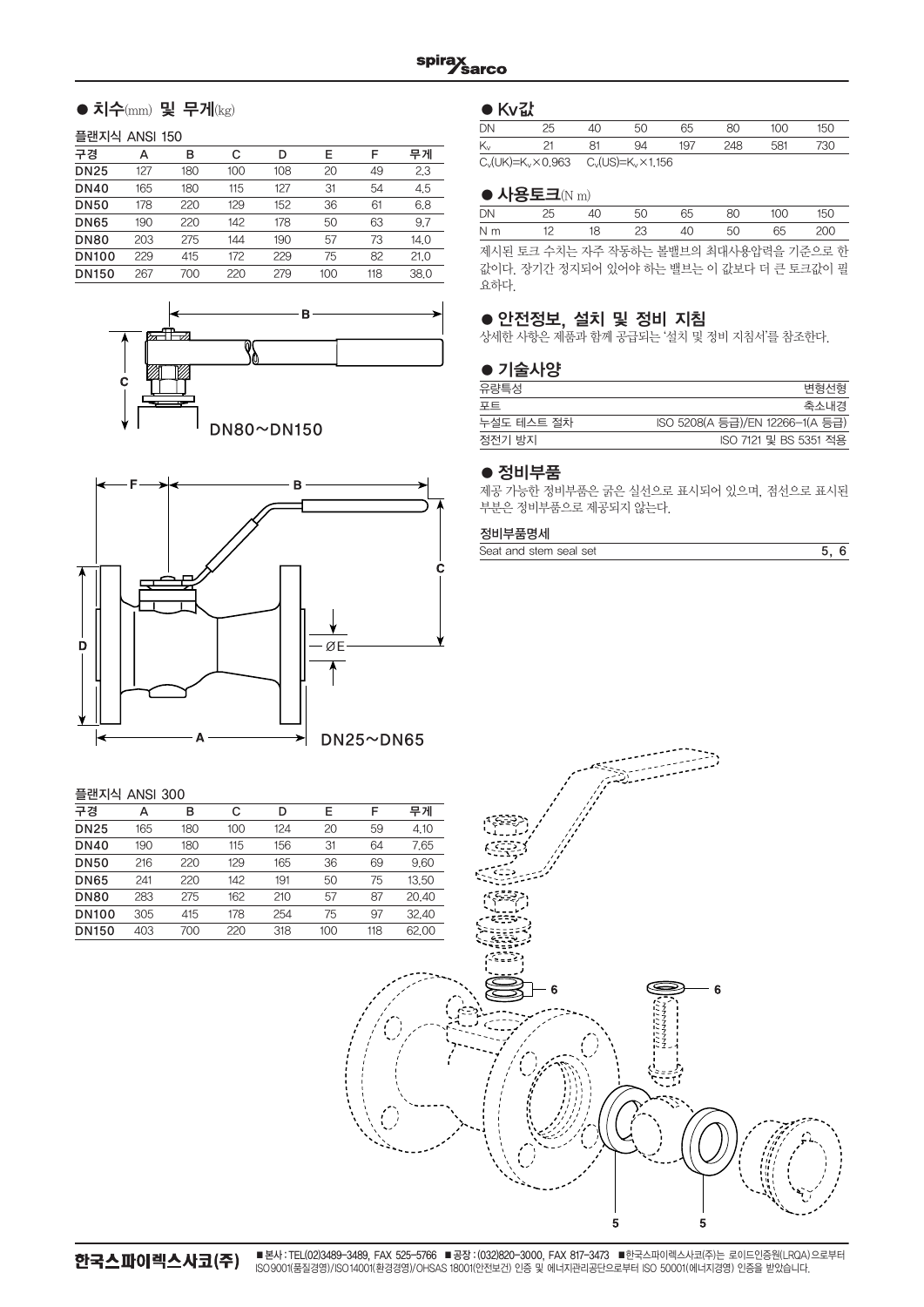## ● 치수(mm) 및 무게(kg)

플랜지식 ANSI 150

| 구경 | A | B | C | D | E | F | 무게 |
|---|---|---|---|---|---|---|---|
| DN25 | 127 | 180 | 100 | 108 | 20 | 49 | 2.3 |
| DN40 | 165 | 180 | 115 | 127 | 31 | 54 | 4.5 |
| DN50 | 178 | 220 | 129 | 152 | 36 | 61 | 6.8 |
| DN65 | 190 | 220 | 142 | 178 | 50 | 63 | 9.7 |
| DN80 | 203 | 275 | 144 | 190 | 57 | 73 | 14.0 |
| DN100 | 229 | 415 | 172 | 229 | 75 | 82 | 21.0 |
| DN150 | 267 | 700 | 220 | 279 | 100 | 118 | 38.0 |

B
C
DN80~DN150

F
B
C
D
ØE
A
DN25~DN65

플랜지식 ANSI 300

| 구경 | A | B | C | D | E | F | 무게 |
|---|---|---|---|---|---|---|---|
| DN25 | 165 | 180 | 100 | 124 | 20 | 59 | 4.10 |
| DN40 | 190 | 180 | 115 | 156 | 31 | 64 | 7.65 |
| DN50 | 216 | 220 | 129 | 165 | 36 | 69 | 9.60 |
| DN65 | 241 | 220 | 142 | 191 | 50 | 75 | 13.50 |
| DN80 | 283 | 275 | 162 | 210 | 57 | 87 | 20.40 |
| DN100 | 305 | 415 | 178 | 254 | 75 | 97 | 32.40 |
| DN150 | 403 | 700 | 220 | 318 | 100 | 118 | 62.00 |

## ● Kv값

| DN | 25 | 40 | 50 | 65 | 80 | 100 | 150 |
|---|---|---|---|---|---|---|---|
| $K_v$ | 21 | 81 | 94 | 197 | 248 | 581 | 730 |

$C_v(UK)=K_v \times 0.963$　$C_v(US)=K_v \times 1.156$

## ● 사용토크(N m)

| DN | 25 | 40 | 50 | 65 | 80 | 100 | 150 |
|---|---|---|---|---|---|---|---|
| N m | 12 | 18 | 23 | 40 | 50 | 65 | 200 |

제시된 토크 수치는 자주 작동하는 볼밸브의 최대사용압력을 기준으로 한 값이다. 장기간 정지되어 있어야 하는 밸브는 이 값보다 더 큰 토크값이 필요하다.

## ● 안전정보, 설치 및 정비 지침

상세한 사항은 제품과 함께 공급되는 '설치 및 정비 지침서'를 참조한다.

## ● 기술사양

| | |
|---|---|
| 유량특성 | 변형선형 |
| 포트 | 축소내경 |
| 누설도 테스트 절차 | ISO 5208(A 등급)/EN 12266-1(A 등급) |
| 정전기 방지 | ISO 7121 및 BS 5351 적용 |

## ● 정비부품

제공 가능한 정비부품은 굵은 실선으로 표시되어 있으며, 점선으로 표시된 부분은 정비부품으로 제공되지 않는다.

정비부품명세

| | |
|---|---|
| Seat and stem seal set | 5, 6 |

6
6
5
5

**한국스파이렉스사코(주)** ■본사 : TEL(02)3489-3489, FAX 525-5766 ■공장 : (032)820-3000, FAX 817-3473 ■한국스파이렉스사코(주)는 로이드인증원(LRQA)으로부터 ISO9001(품질경영)/ISO14001(환경경영)/OHSAS 18001(안전보건) 인증 및 에너지관리공단으로부터 ISO 50001(에너지경영) 인증을 받았습니다.